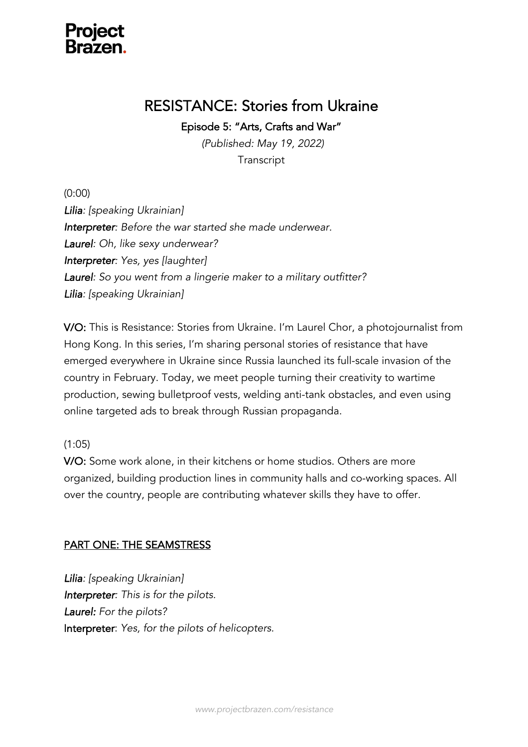**Project Brazen.**

# RESISTANCE: Stories from Ukraine

## Episode 5: "Arts, Crafts and War"

*(Published: May 19, 2022)*

Transcript

(0:00)

***Lilia**: [speaking Ukrainian]*
***Interpreter**: Before the war started she made underwear.*
***Laurel**: Oh, like sexy underwear?*
***Interpreter**: Yes, yes [laughter]*
***Laurel**: So you went from a lingerie maker to a military outfitter?*
***Lilia**: [speaking Ukrainian]*

**V/O:** This is Resistance: Stories from Ukraine. I'm Laurel Chor, a photojournalist from Hong Kong. In this series, I'm sharing personal stories of resistance that have emerged everywhere in Ukraine since Russia launched its full-scale invasion of the country in February. Today, we meet people turning their creativity to wartime production, sewing bulletproof vests, welding anti-tank obstacles, and even using online targeted ads to break through Russian propaganda.

(1:05)

**V/O:** Some work alone, in their kitchens or home studios. Others are more organized, building production lines in community halls and co-working spaces. All over the country, people are contributing whatever skills they have to offer.

## PART ONE: THE SEAMSTRESS

***Lilia**: [speaking Ukrainian]*
***Interpreter**: This is for the pilots.*
***Laurel:** For the pilots?*
**Interpreter**: *Yes, for the pilots of helicopters.*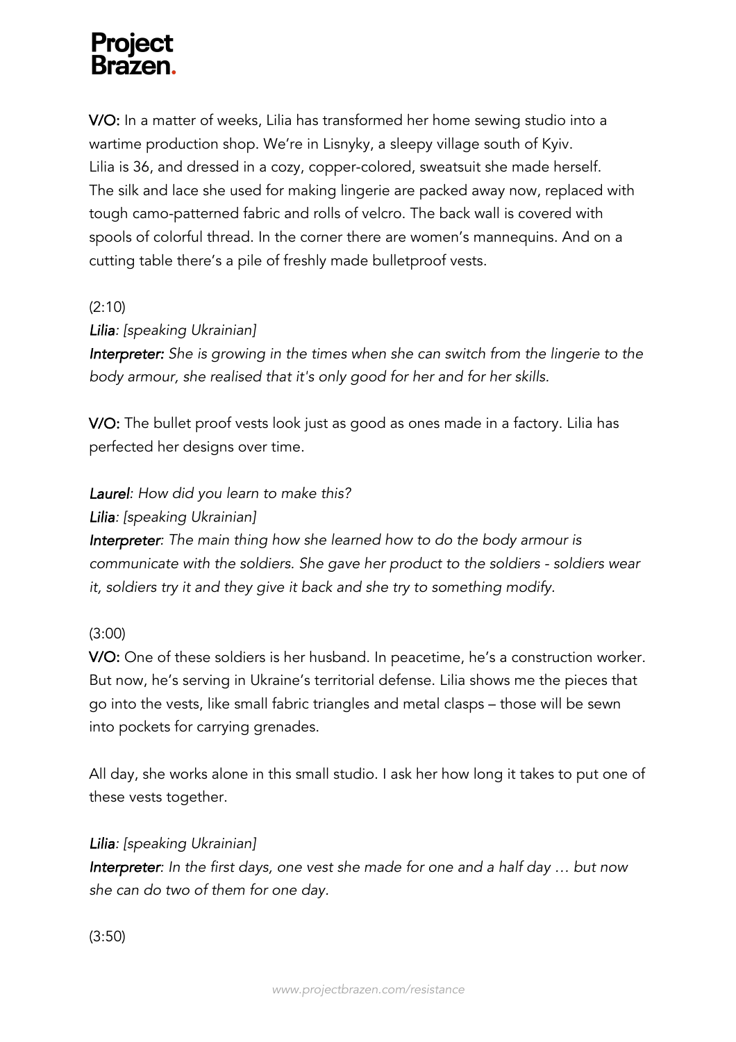**V/O:** In a matter of weeks, Lilia has transformed her home sewing studio into a wartime production shop. We're in Lisnyky, a sleepy village south of Kyiv. Lilia is 36, and dressed in a cozy, copper-colored, sweatsuit she made herself. The silk and lace she used for making lingerie are packed away now, replaced with tough camo-patterned fabric and rolls of velcro. The back wall is covered with spools of colorful thread. In the corner there are women's mannequins. And on a cutting table there's a pile of freshly made bulletproof vests.

(2:10)

***Lilia****: [speaking Ukrainian]*

***Interpreter:*** *She is growing in the times when she can switch from the lingerie to the body armour, she realised that it's only good for her and for her skills.*

**V/O:** The bullet proof vests look just as good as ones made in a factory. Lilia has perfected her designs over time.

***Laurel****: How did you learn to make this?*

***Lilia****: [speaking Ukrainian]*

***Interpreter****: The main thing how she learned how to do the body armour is communicate with the soldiers. She gave her product to the soldiers - soldiers wear it, soldiers try it and they give it back and she try to something modify.*

(3:00)

**V/O:** One of these soldiers is her husband. In peacetime, he's a construction worker. But now, he's serving in Ukraine's territorial defense. Lilia shows me the pieces that go into the vests, like small fabric triangles and metal clasps – those will be sewn into pockets for carrying grenades.

All day, she works alone in this small studio. I ask her how long it takes to put one of these vests together.

***Lilia****: [speaking Ukrainian]*

***Interpreter****: In the first days, one vest she made for one and a half day … but now she can do two of them for one day.*

(3:50)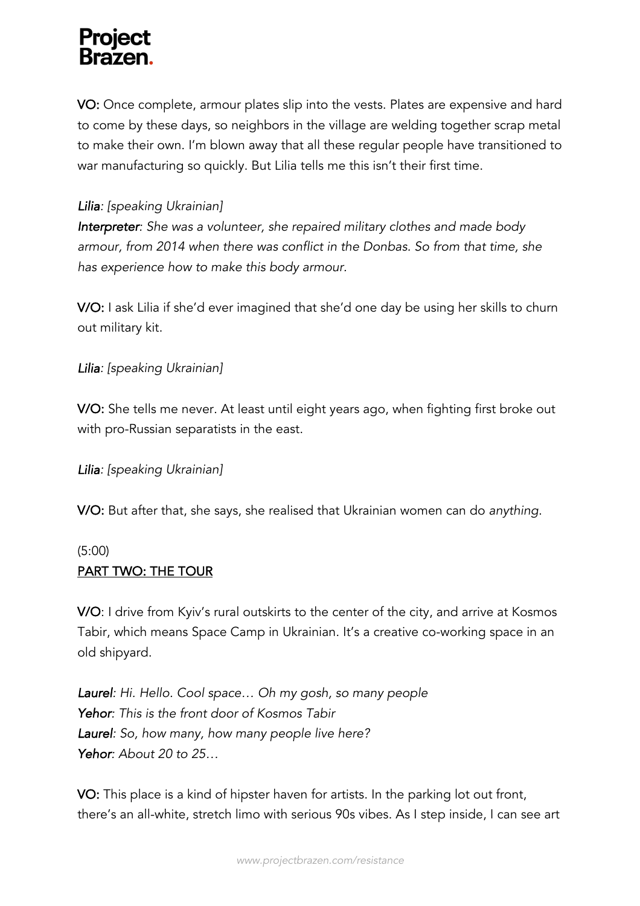**VO:** Once complete, armour plates slip into the vests. Plates are expensive and hard to come by these days, so neighbors in the village are welding together scrap metal to make their own. I'm blown away that all these regular people have transitioned to war manufacturing so quickly. But Lilia tells me this isn't their first time.

***Lilia**: [speaking Ukrainian]*
***Interpreter**: She was a volunteer, she repaired military clothes and made body armour, from 2014 when there was conflict in the Donbas. So from that time, she has experience how to make this body armour.*

**V/O:** I ask Lilia if she'd ever imagined that she'd one day be using her skills to churn out military kit.

***Lilia**: [speaking Ukrainian]*

**V/O:** She tells me never. At least until eight years ago, when fighting first broke out with pro-Russian separatists in the east.

***Lilia**: [speaking Ukrainian]*

**V/O:** But after that, she says, she realised that Ukrainian women can do *anything*.

(5:00)
<u>PART TWO: THE TOUR</u>

**V/O**: I drive from Kyiv's rural outskirts to the center of the city, and arrive at Kosmos Tabir, which means Space Camp in Ukrainian. It's a creative co-working space in an old shipyard.

***Laurel**: Hi. Hello. Cool space… Oh my gosh, so many people*
***Yehor**: This is the front door of Kosmos Tabir*
***Laurel**: So, how many, how many people live here?*
***Yehor**: About 20 to 25…*

**VO:** This place is a kind of hipster haven for artists. In the parking lot out front, there's an all-white, stretch limo with serious 90s vibes. As I step inside, I can see art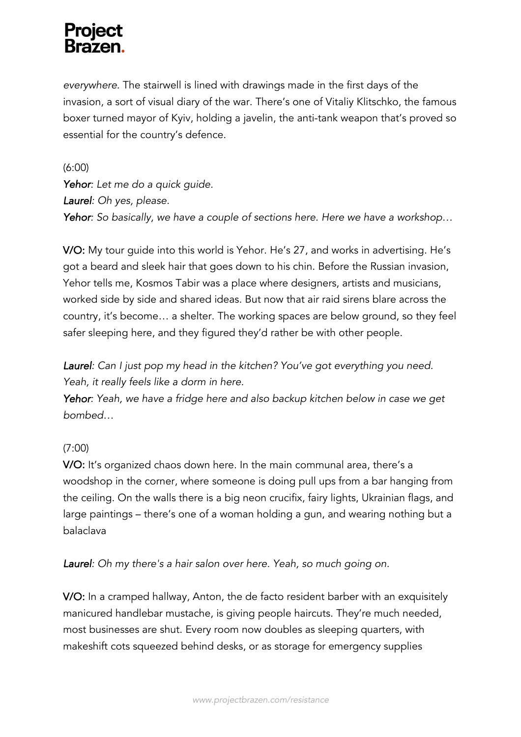*everywhere*. The stairwell is lined with drawings made in the first days of the invasion, a sort of visual diary of the war. There's one of Vitaliy Klitschko, the famous boxer turned mayor of Kyiv, holding a javelin, the anti-tank weapon that's proved so essential for the country's defence.

(6:00)

***Yehor****: Let me do a quick guide.*
***Laurel****: Oh yes, please.*
***Yehor****: So basically, we have a couple of sections here. Here we have a workshop…*

**V/O:** My tour guide into this world is Yehor. He's 27, and works in advertising. He's got a beard and sleek hair that goes down to his chin. Before the Russian invasion, Yehor tells me, Kosmos Tabir was a place where designers, artists and musicians, worked side by side and shared ideas. But now that air raid sirens blare across the country, it's become… a shelter. The working spaces are below ground, so they feel safer sleeping here, and they figured they'd rather be with other people.

***Laurel****: Can I just pop my head in the kitchen? You've got everything you need. Yeah, it really feels like a dorm in here.*
***Yehor****: Yeah, we have a fridge here and also backup kitchen below in case we get bombed…*

(7:00)

**V/O:** It's organized chaos down here. In the main communal area, there's a woodshop in the corner, where someone is doing pull ups from a bar hanging from the ceiling. On the walls there is a big neon crucifix, fairy lights, Ukrainian flags, and large paintings – there's one of a woman holding a gun, and wearing nothing but a balaclava

***Laurel****: Oh my there's a hair salon over here. Yeah, so much going on.*

**V/O:** In a cramped hallway, Anton, the de facto resident barber with an exquisitely manicured handlebar mustache, is giving people haircuts. They're much needed, most businesses are shut. Every room now doubles as sleeping quarters, with makeshift cots squeezed behind desks, or as storage for emergency supplies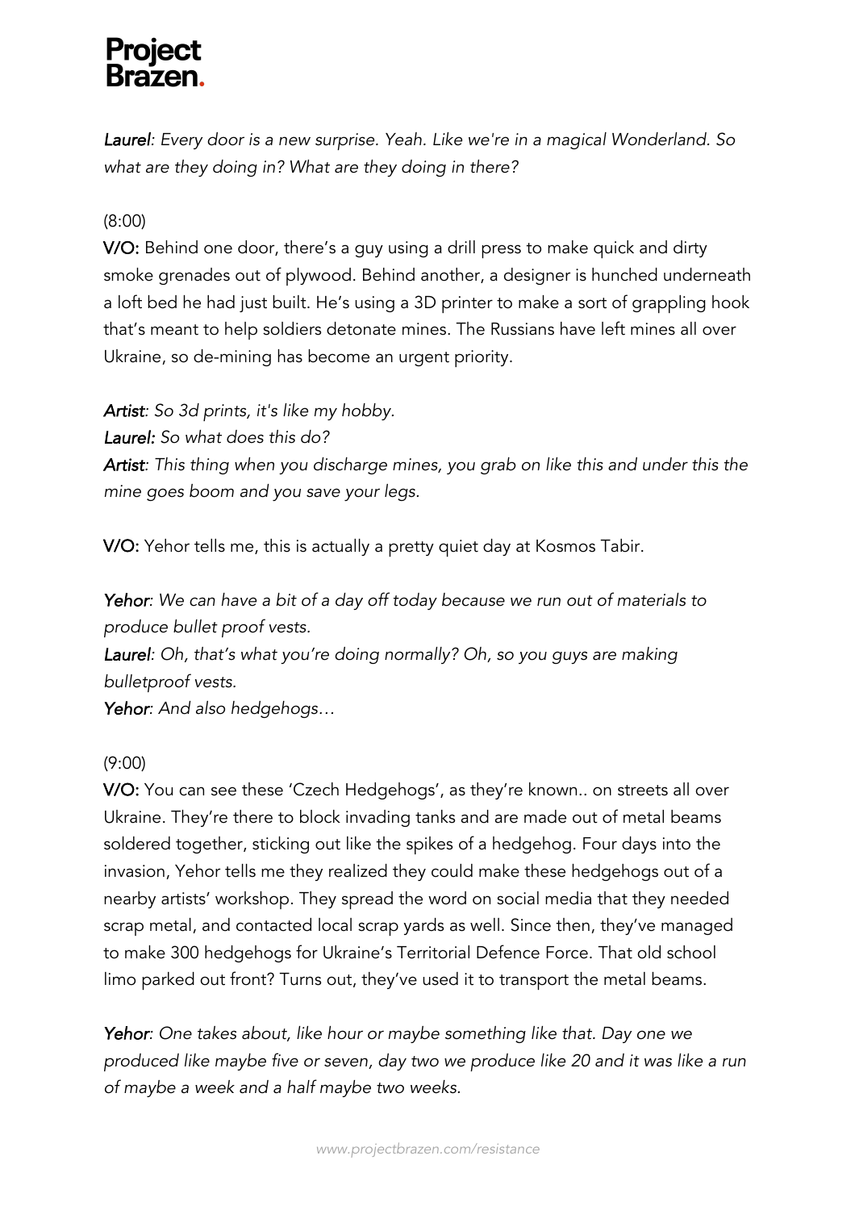*Laurel: Every door is a new surprise. Yeah. Like we're in a magical Wonderland. So what are they doing in? What are they doing in there?*

(8:00)

**V/O:** Behind one door, there's a guy using a drill press to make quick and dirty smoke grenades out of plywood. Behind another, a designer is hunched underneath a loft bed he had just built. He's using a 3D printer to make a sort of grappling hook that's meant to help soldiers detonate mines. The Russians have left mines all over Ukraine, so de-mining has become an urgent priority.

*Artist: So 3d prints, it's like my hobby.*
*Laurel: So what does this do?*
*Artist: This thing when you discharge mines, you grab on like this and under this the mine goes boom and you save your legs.*

**V/O:** Yehor tells me, this is actually a pretty quiet day at Kosmos Tabir.

*Yehor: We can have a bit of a day off today because we run out of materials to produce bullet proof vests.*
*Laurel: Oh, that's what you're doing normally? Oh, so you guys are making bulletproof vests.*
*Yehor: And also hedgehogs…*

(9:00)

**V/O:** You can see these 'Czech Hedgehogs', as they're known.. on streets all over Ukraine. They're there to block invading tanks and are made out of metal beams soldered together, sticking out like the spikes of a hedgehog. Four days into the invasion, Yehor tells me they realized they could make these hedgehogs out of a nearby artists' workshop. They spread the word on social media that they needed scrap metal, and contacted local scrap yards as well. Since then, they've managed to make 300 hedgehogs for Ukraine's Territorial Defence Force. That old school limo parked out front? Turns out, they've used it to transport the metal beams.

*Yehor: One takes about, like hour or maybe something like that. Day one we produced like maybe five or seven, day two we produce like 20 and it was like a run of maybe a week and a half maybe two weeks.*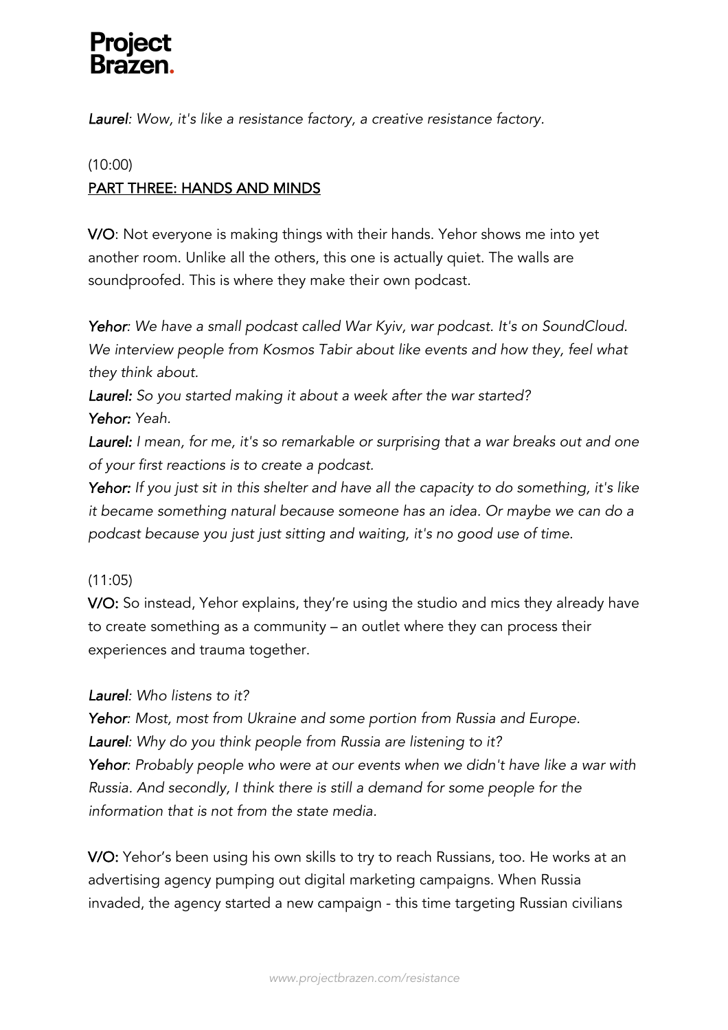*Laurel: Wow, it's like a resistance factory, a creative resistance factory.*

(10:00)

## PART THREE: HANDS AND MINDS

**V/O**: Not everyone is making things with their hands. Yehor shows me into yet another room. Unlike all the others, this one is actually quiet. The walls are soundproofed. This is where they make their own podcast.

***Yehor**: We have a small podcast called War Kyiv, war podcast. It's on SoundCloud. We interview people from Kosmos Tabir about like events and how they, feel what they think about.*

***Laurel:** So you started making it about a week after the war started?*

***Yehor:** Yeah.*

***Laurel:** I mean, for me, it's so remarkable or surprising that a war breaks out and one of your first reactions is to create a podcast.*

***Yehor:** If you just sit in this shelter and have all the capacity to do something, it's like it became something natural because someone has an idea. Or maybe we can do a podcast because you just just sitting and waiting, it's no good use of time.*

(11:05)

**V/O:** So instead, Yehor explains, they're using the studio and mics they already have to create something as a community – an outlet where they can process their experiences and trauma together.

***Laurel**: Who listens to it?*

***Yehor**: Most, most from Ukraine and some portion from Russia and Europe.*

***Laurel**: Why do you think people from Russia are listening to it?*

***Yehor**: Probably people who were at our events when we didn't have like a war with Russia. And secondly, I think there is still a demand for some people for the information that is not from the state media.*

**V/O:** Yehor's been using his own skills to try to reach Russians, too. He works at an advertising agency pumping out digital marketing campaigns. When Russia invaded, the agency started a new campaign - this time targeting Russian civilians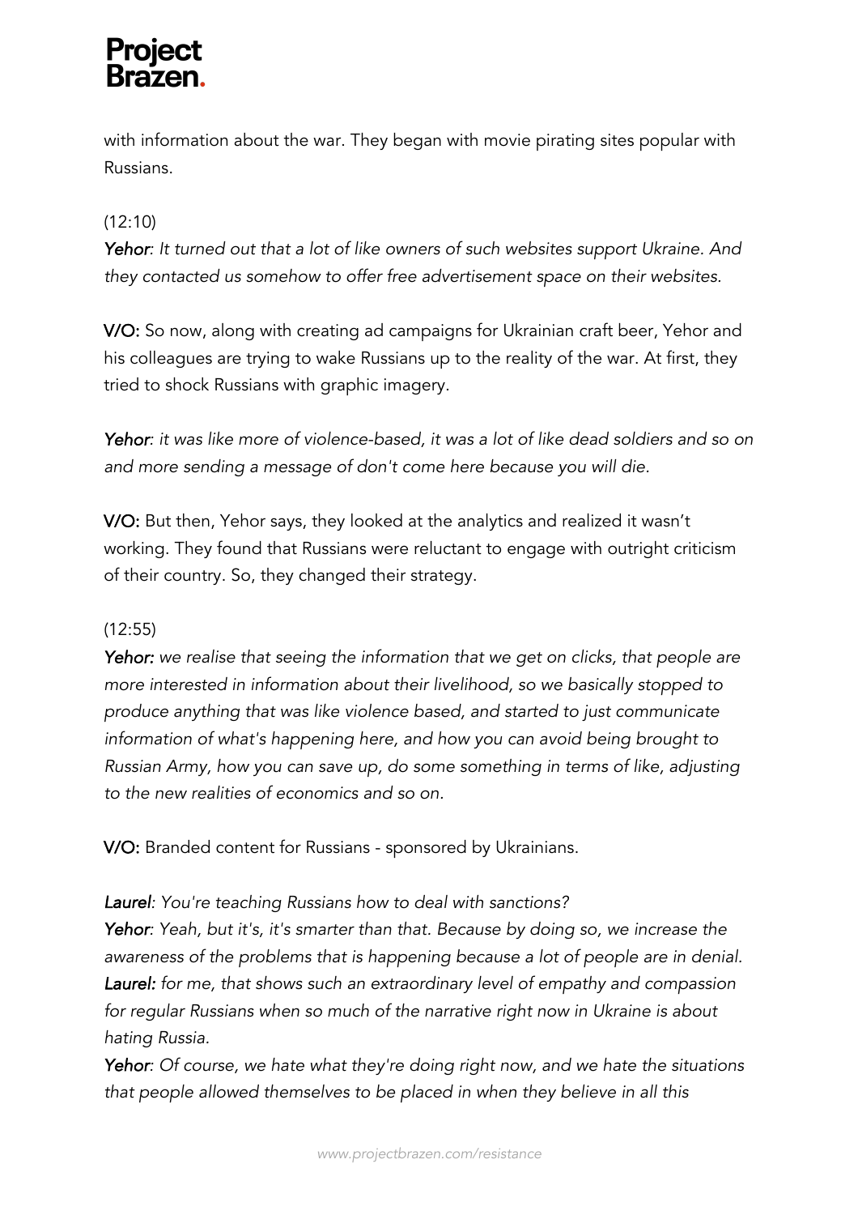with information about the war. They began with movie pirating sites popular with Russians.

(12:10)

***Yehor**: It turned out that a lot of like owners of such websites support Ukraine. And they contacted us somehow to offer free advertisement space on their websites.*

**V/O:** So now, along with creating ad campaigns for Ukrainian craft beer, Yehor and his colleagues are trying to wake Russians up to the reality of the war. At first, they tried to shock Russians with graphic imagery.

***Yehor**: it was like more of violence-based, it was a lot of like dead soldiers and so on and more sending a message of don't come here because you will die.*

**V/O:** But then, Yehor says, they looked at the analytics and realized it wasn't working. They found that Russians were reluctant to engage with outright criticism of their country. So, they changed their strategy.

(12:55)

***Yehor:** we realise that seeing the information that we get on clicks, that people are more interested in information about their livelihood, so we basically stopped to produce anything that was like violence based, and started to just communicate information of what's happening here, and how you can avoid being brought to Russian Army, how you can save up, do some something in terms of like, adjusting to the new realities of economics and so on.*

**V/O:** Branded content for Russians - sponsored by Ukrainians.

***Laurel**: You're teaching Russians how to deal with sanctions?*
***Yehor**: Yeah, but it's, it's smarter than that. Because by doing so, we increase the awareness of the problems that is happening because a lot of people are in denial.*
***Laurel:** for me, that shows such an extraordinary level of empathy and compassion for regular Russians when so much of the narrative right now in Ukraine is about hating Russia.*
***Yehor**: Of course, we hate what they're doing right now, and we hate the situations that people allowed themselves to be placed in when they believe in all this*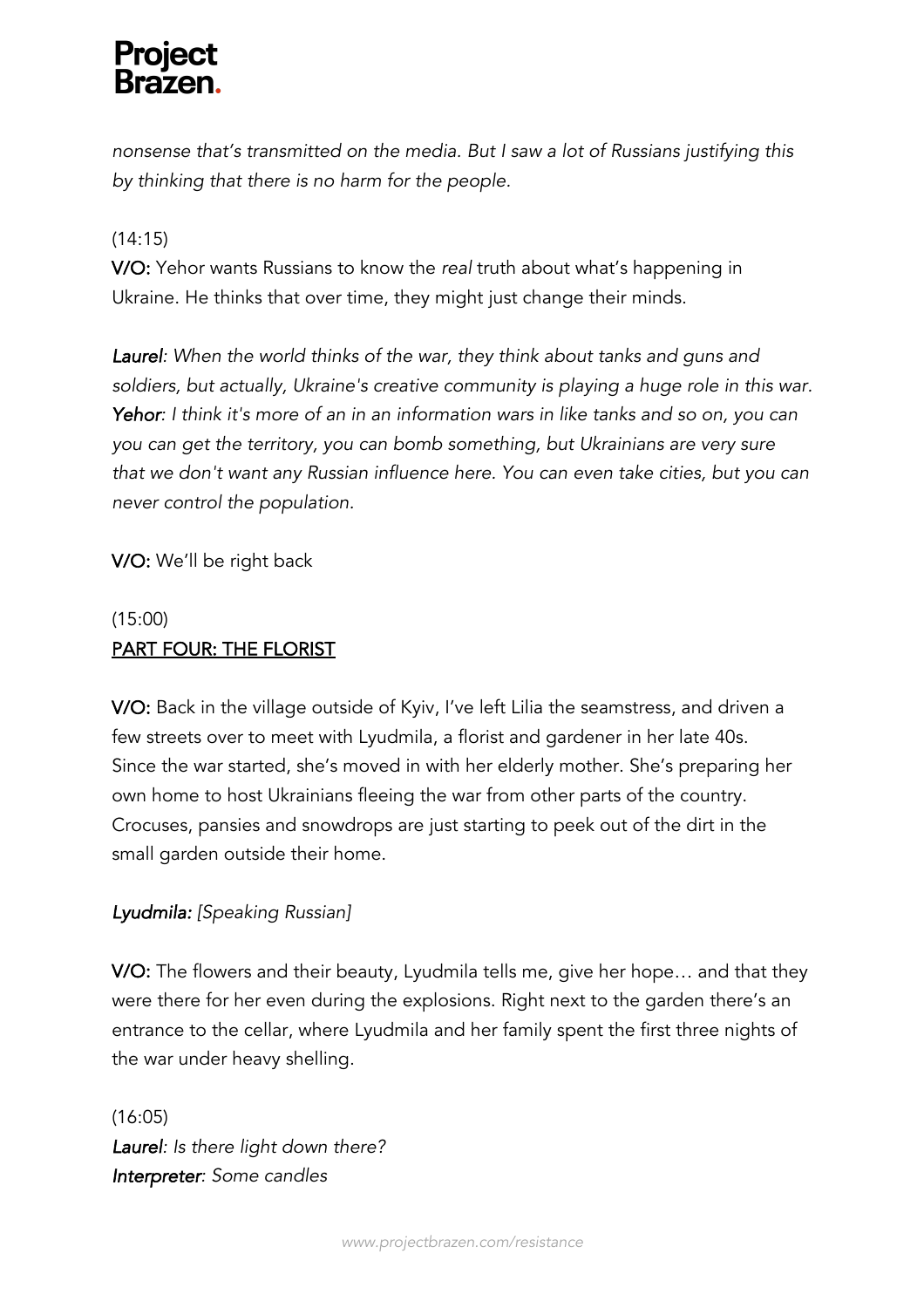*nonsense that's transmitted on the media. But I saw a lot of Russians justifying this by thinking that there is no harm for the people.*

(14:15)
**V/O:** Yehor wants Russians to know the *real* truth about what's happening in Ukraine. He thinks that over time, they might just change their minds.

***Laurel**: When the world thinks of the war, they think about tanks and guns and soldiers, but actually, Ukraine's creative community is playing a huge role in this war.*
***Yehor**: I think it's more of an in an information wars in like tanks and so on, you can you can get the territory, you can bomb something, but Ukrainians are very sure that we don't want any Russian influence here. You can even take cities, but you can never control the population.*

**V/O:** We'll be right back

(15:00)
<u>PART FOUR: THE FLORIST</u>

**V/O:** Back in the village outside of Kyiv, I've left Lilia the seamstress, and driven a few streets over to meet with Lyudmila, a florist and gardener in her late 40s. Since the war started, she's moved in with her elderly mother. She's preparing her own home to host Ukrainians fleeing the war from other parts of the country. Crocuses, pansies and snowdrops are just starting to peek out of the dirt in the small garden outside their home.

***Lyudmila:** [Speaking Russian]*

**V/O:** The flowers and their beauty, Lyudmila tells me, give her hope… and that they were there for her even during the explosions. Right next to the garden there's an entrance to the cellar, where Lyudmila and her family spent the first three nights of the war under heavy shelling.

(16:05)
***Laurel**: Is there light down there?*
***Interpreter**: Some candles*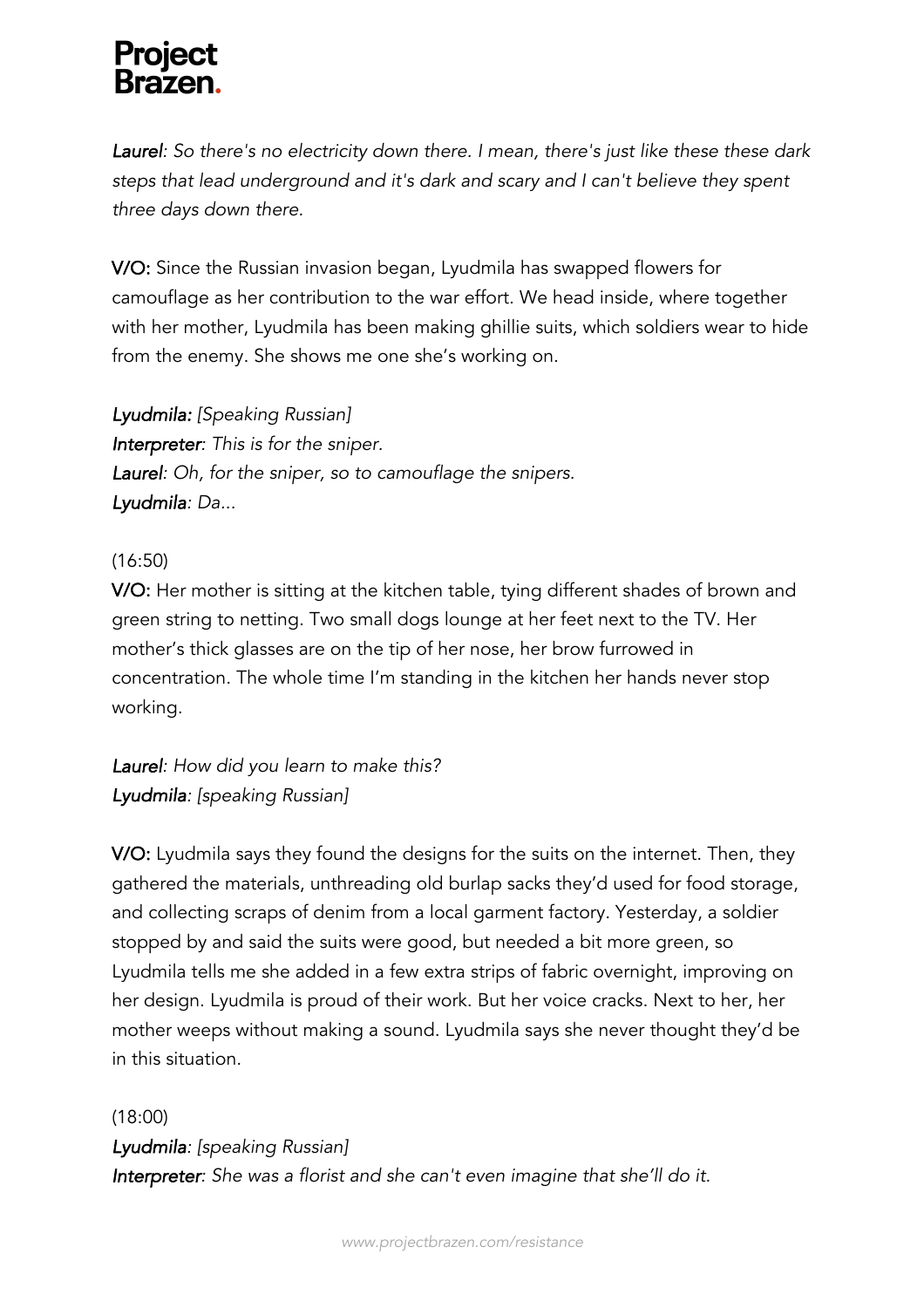*Laurel: So there's no electricity down there. I mean, there's just like these these dark steps that lead underground and it's dark and scary and I can't believe they spent three days down there.*

**V/O:** Since the Russian invasion began, Lyudmila has swapped flowers for camouflage as her contribution to the war effort. We head inside, where together with her mother, Lyudmila has been making ghillie suits, which soldiers wear to hide from the enemy. She shows me one she's working on.

*Lyudmila: [Speaking Russian]*
*Interpreter: This is for the sniper.*
*Laurel: Oh, for the sniper, so to camouflage the snipers.*
*Lyudmila: Da...*

(16:50)

**V/O:** Her mother is sitting at the kitchen table, tying different shades of brown and green string to netting. Two small dogs lounge at her feet next to the TV. Her mother's thick glasses are on the tip of her nose, her brow furrowed in concentration. The whole time I'm standing in the kitchen her hands never stop working.

*Laurel: How did you learn to make this?*
*Lyudmila: [speaking Russian]*

**V/O:** Lyudmila says they found the designs for the suits on the internet. Then, they gathered the materials, unthreading old burlap sacks they'd used for food storage, and collecting scraps of denim from a local garment factory. Yesterday, a soldier stopped by and said the suits were good, but needed a bit more green, so Lyudmila tells me she added in a few extra strips of fabric overnight, improving on her design. Lyudmila is proud of their work. But her voice cracks. Next to her, her mother weeps without making a sound. Lyudmila says she never thought they'd be in this situation.

(18:00)

*Lyudmila: [speaking Russian]*
*Interpreter: She was a florist and she can't even imagine that she'll do it.*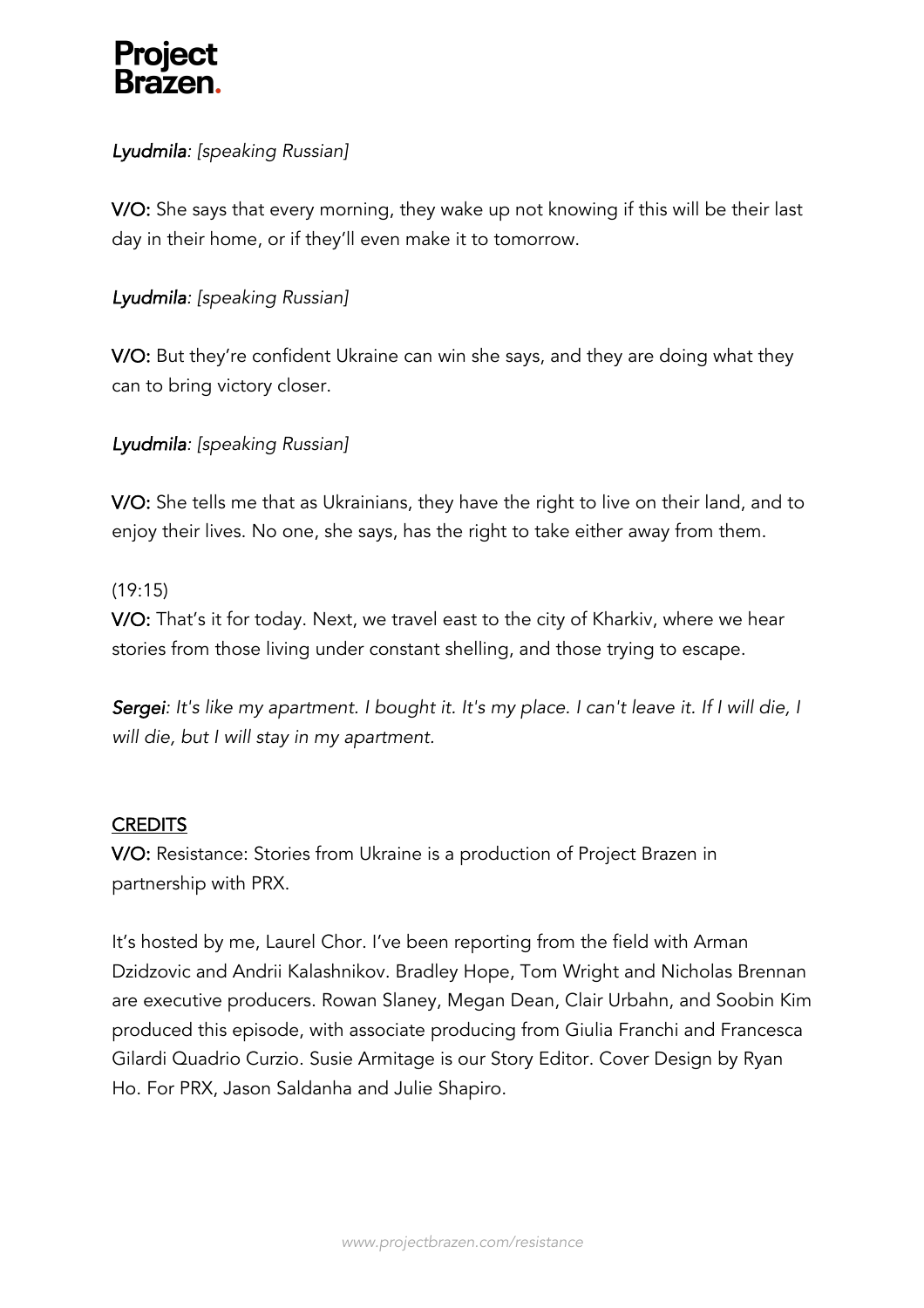*Lyudmila: [speaking Russian]*

**V/O:** She says that every morning, they wake up not knowing if this will be their last day in their home, or if they'll even make it to tomorrow.

*Lyudmila: [speaking Russian]*

**V/O:** But they're confident Ukraine can win she says, and they are doing what they can to bring victory closer.

*Lyudmila: [speaking Russian]*

**V/O:** She tells me that as Ukrainians, they have the right to live on their land, and to enjoy their lives. No one, she says, has the right to take either away from them.

(19:15)

**V/O:** That's it for today. Next, we travel east to the city of Kharkiv, where we hear stories from those living under constant shelling, and those trying to escape.

*Sergei: It's like my apartment. I bought it. It's my place. I can't leave it. If I will die, I will die, but I will stay in my apartment.*

## CREDITS

**V/O:** Resistance: Stories from Ukraine is a production of Project Brazen in partnership with PRX.

It's hosted by me, Laurel Chor. I've been reporting from the field with Arman Dzidzovic and Andrii Kalashnikov. Bradley Hope, Tom Wright and Nicholas Brennan are executive producers. Rowan Slaney, Megan Dean, Clair Urbahn, and Soobin Kim produced this episode, with associate producing from Giulia Franchi and Francesca Gilardi Quadrio Curzio. Susie Armitage is our Story Editor. Cover Design by Ryan Ho. For PRX, Jason Saldanha and Julie Shapiro.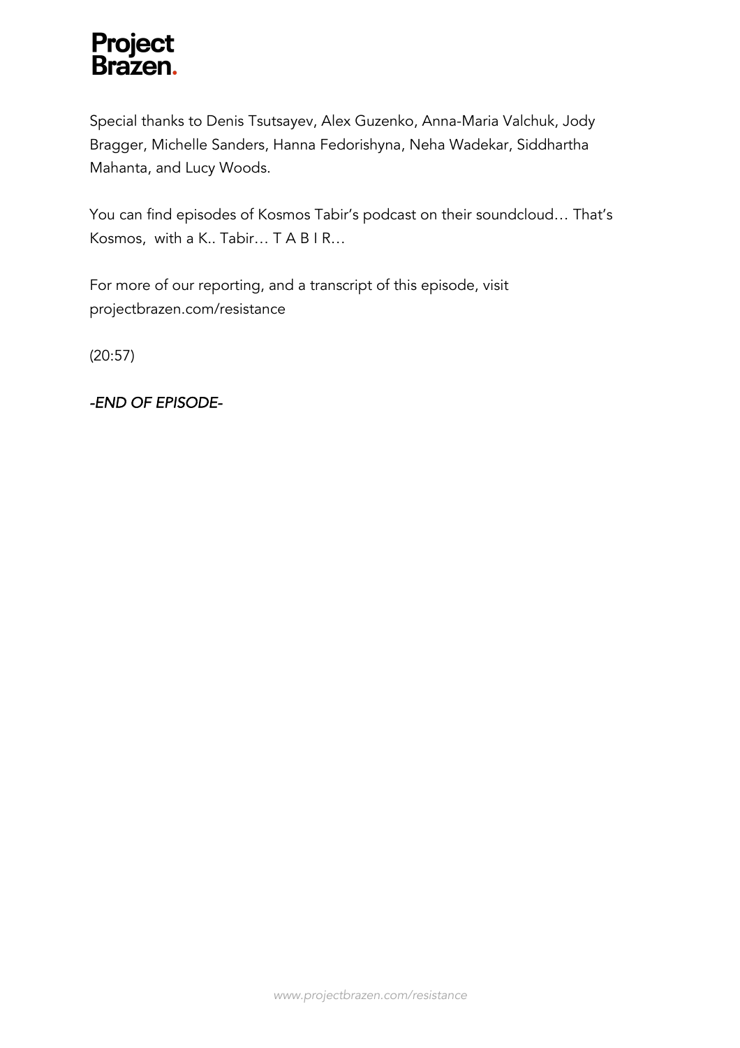Special thanks to Denis Tsutsayev, Alex Guzenko, Anna-Maria Valchuk, Jody Bragger, Michelle Sanders, Hanna Fedorishyna, Neha Wadekar, Siddhartha Mahanta, and Lucy Woods.

You can find episodes of Kosmos Tabir's podcast on their soundcloud… That's Kosmos, with a K.. Tabir… T A B I R…

For more of our reporting, and a transcript of this episode, visit projectbrazen.com/resistance

(20:57)

*-END OF EPISODE-*